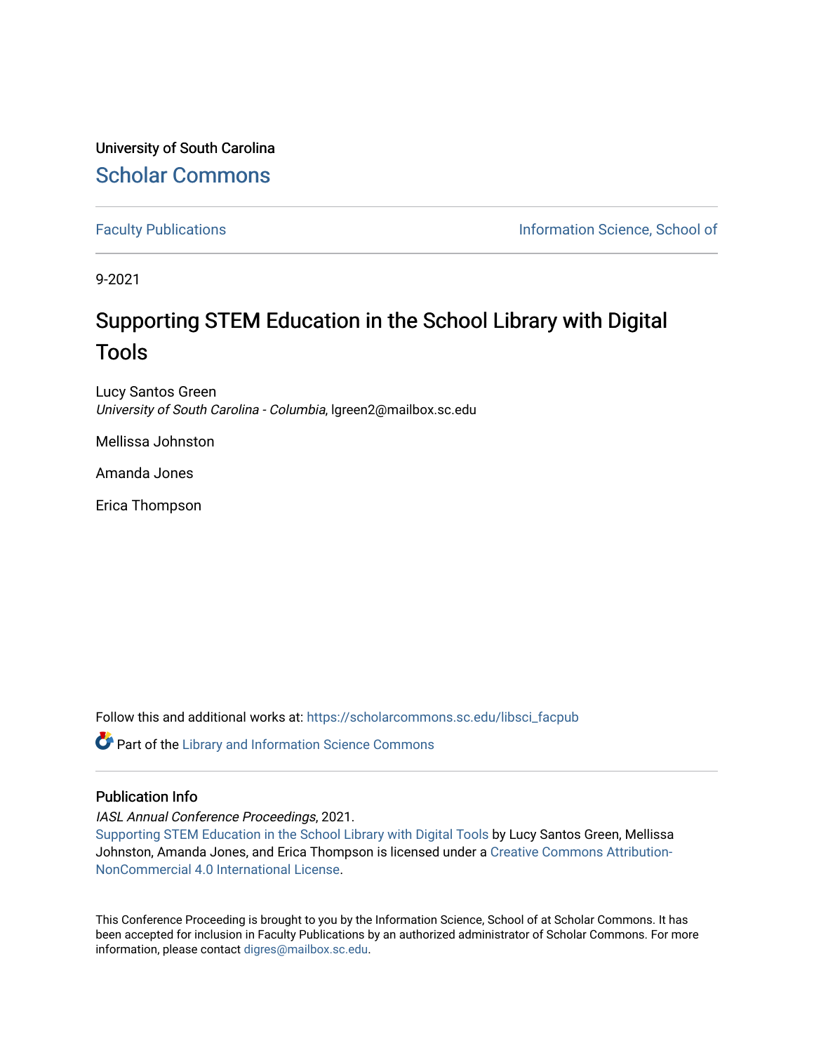University of South Carolina

Scholar Commons

Faculty Publications

Information Science, School of

9-2021

# Supporting STEM Education in the School Library with Digital Tools

Lucy Santos Green
*University of South Carolina - Columbia*, lgreen2@mailbox.sc.edu

Mellissa Johnston

Amanda Jones

Erica Thompson

Follow this and additional works at: https://scholarcommons.sc.edu/libsci_facpub

Part of the Library and Information Science Commons

## Publication Info

*IASL Annual Conference Proceedings*, 2021.

Supporting STEM Education in the School Library with Digital Tools by Lucy Santos Green, Mellissa Johnston, Amanda Jones, and Erica Thompson is licensed under a Creative Commons Attribution-NonCommercial 4.0 International License.

This Conference Proceeding is brought to you by the Information Science, School of at Scholar Commons. It has been accepted for inclusion in Faculty Publications by an authorized administrator of Scholar Commons. For more information, please contact digres@mailbox.sc.edu.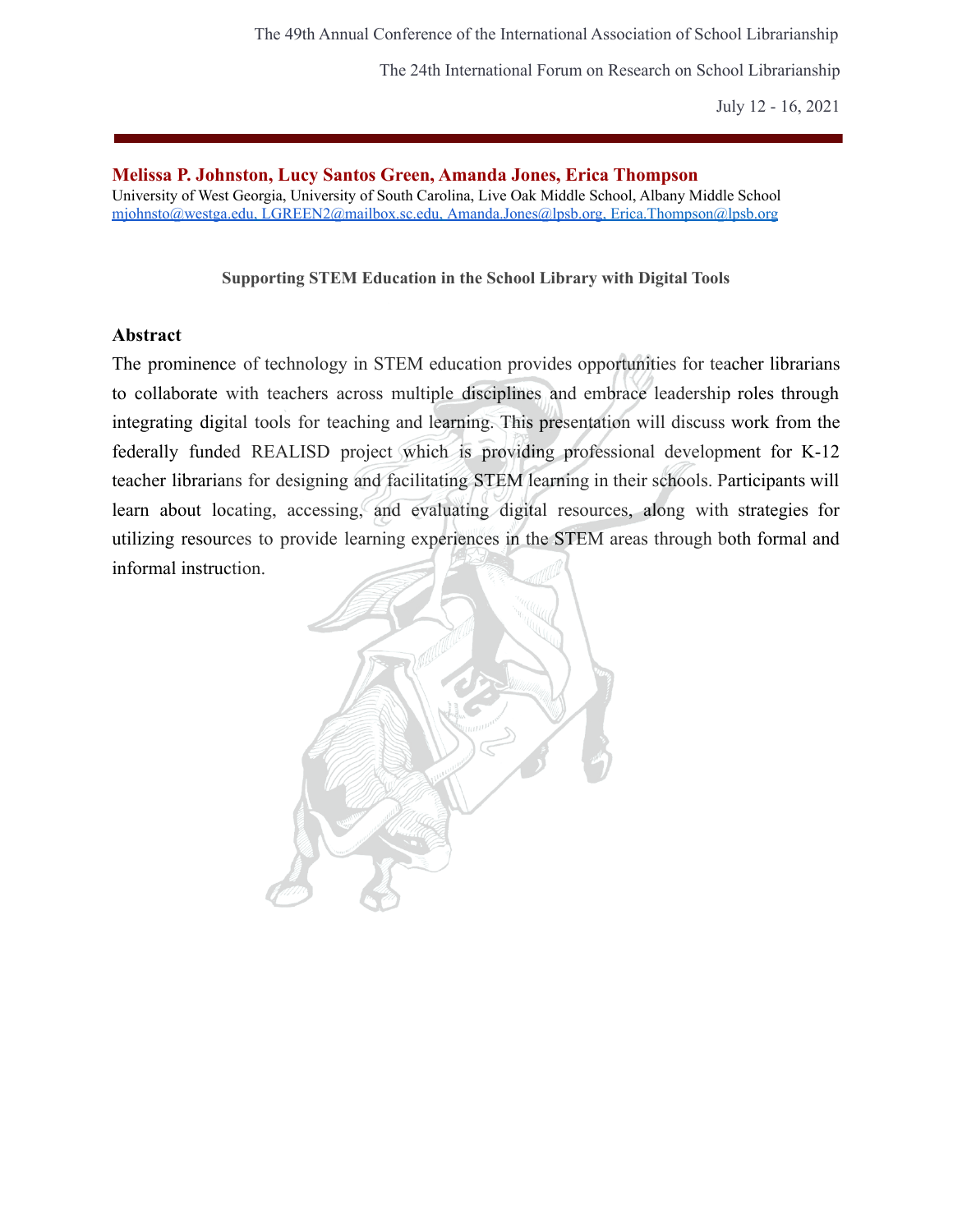**Melissa P. Johnston, Lucy Santos Green, Amanda Jones, Erica Thompson**
University of West Georgia, University of South Carolina, Live Oak Middle School, Albany Middle School
mjohnsto@westga.edu, LGREEN2@mailbox.sc.edu, Amanda.Jones@lpsb.org, Erica.Thompson@lpsb.org

**Supporting STEM Education in the School Library with Digital Tools**

## Abstract

The prominence of technology in STEM education provides opportunities for teacher librarians to collaborate with teachers across multiple disciplines and embrace leadership roles through integrating digital tools for teaching and learning. This presentation will discuss work from the federally funded REALISD project which is providing professional development for K-12 teacher librarians for designing and facilitating STEM learning in their schools. Participants will learn about locating, accessing, and evaluating digital resources, along with strategies for utilizing resources to provide learning experiences in the STEM areas through both formal and informal instruction.